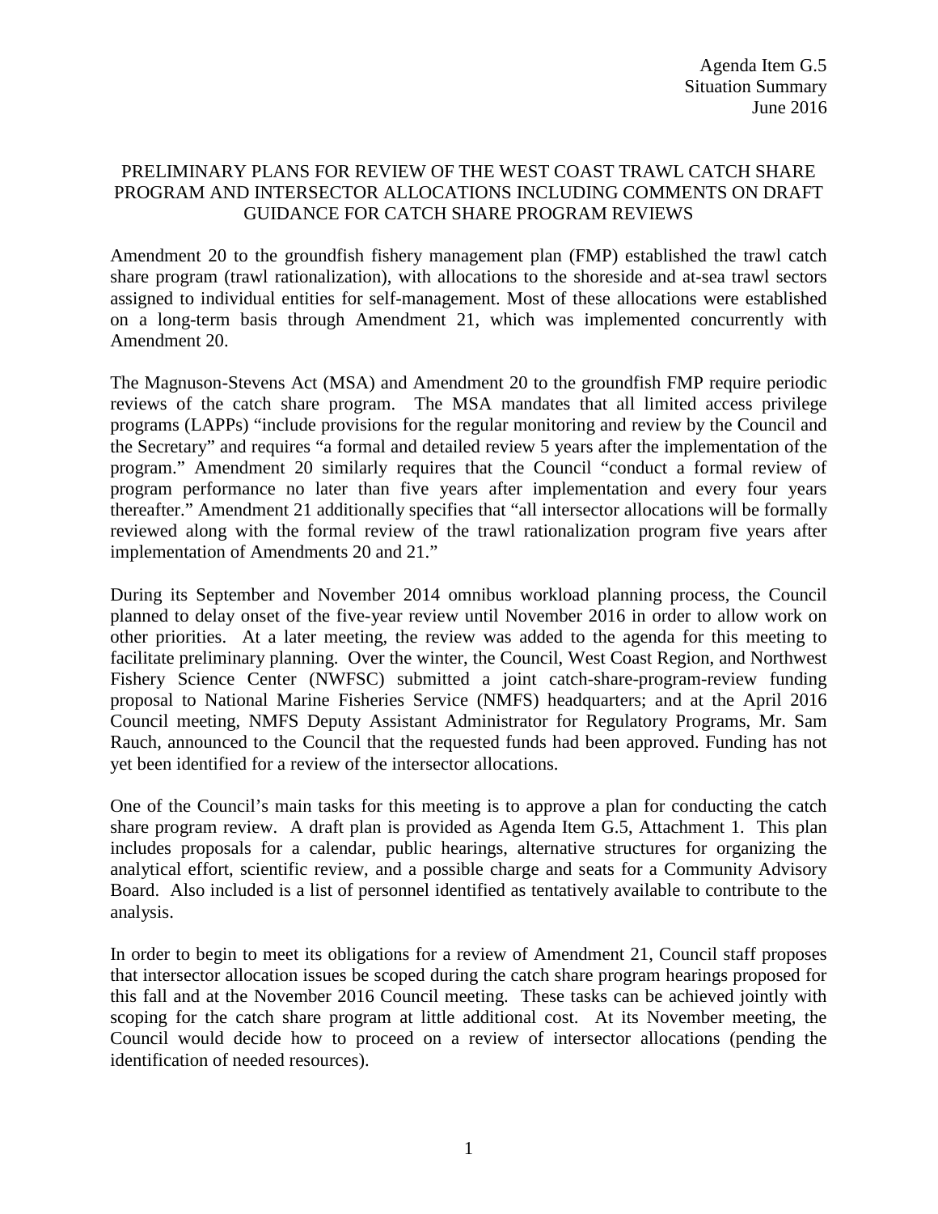Agenda Item G.5
Situation Summary
June 2016

# PRELIMINARY PLANS FOR REVIEW OF THE WEST COAST TRAWL CATCH SHARE PROGRAM AND INTERSECTOR ALLOCATIONS INCLUDING COMMENTS ON DRAFT GUIDANCE FOR CATCH SHARE PROGRAM REVIEWS

Amendment 20 to the groundfish fishery management plan (FMP) established the trawl catch share program (trawl rationalization), with allocations to the shoreside and at-sea trawl sectors assigned to individual entities for self-management. Most of these allocations were established on a long-term basis through Amendment 21, which was implemented concurrently with Amendment 20.

The Magnuson-Stevens Act (MSA) and Amendment 20 to the groundfish FMP require periodic reviews of the catch share program. The MSA mandates that all limited access privilege programs (LAPPs) "include provisions for the regular monitoring and review by the Council and the Secretary" and requires "a formal and detailed review 5 years after the implementation of the program." Amendment 20 similarly requires that the Council "conduct a formal review of program performance no later than five years after implementation and every four years thereafter." Amendment 21 additionally specifies that "all intersector allocations will be formally reviewed along with the formal review of the trawl rationalization program five years after implementation of Amendments 20 and 21."

During its September and November 2014 omnibus workload planning process, the Council planned to delay onset of the five-year review until November 2016 in order to allow work on other priorities. At a later meeting, the review was added to the agenda for this meeting to facilitate preliminary planning. Over the winter, the Council, West Coast Region, and Northwest Fishery Science Center (NWFSC) submitted a joint catch-share-program-review funding proposal to National Marine Fisheries Service (NMFS) headquarters; and at the April 2016 Council meeting, NMFS Deputy Assistant Administrator for Regulatory Programs, Mr. Sam Rauch, announced to the Council that the requested funds had been approved. Funding has not yet been identified for a review of the intersector allocations.

One of the Council's main tasks for this meeting is to approve a plan for conducting the catch share program review. A draft plan is provided as Agenda Item G.5, Attachment 1. This plan includes proposals for a calendar, public hearings, alternative structures for organizing the analytical effort, scientific review, and a possible charge and seats for a Community Advisory Board. Also included is a list of personnel identified as tentatively available to contribute to the analysis.

In order to begin to meet its obligations for a review of Amendment 21, Council staff proposes that intersector allocation issues be scoped during the catch share program hearings proposed for this fall and at the November 2016 Council meeting. These tasks can be achieved jointly with scoping for the catch share program at little additional cost. At its November meeting, the Council would decide how to proceed on a review of intersector allocations (pending the identification of needed resources).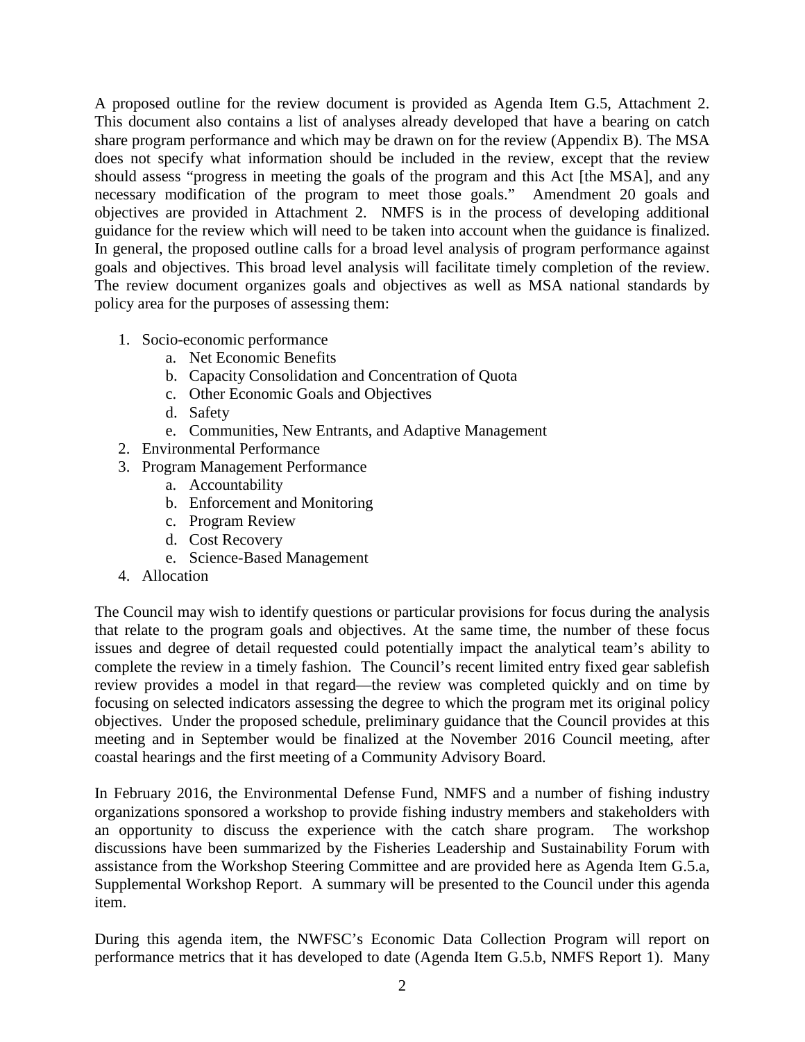A proposed outline for the review document is provided as Agenda Item G.5, Attachment 2. This document also contains a list of analyses already developed that have a bearing on catch share program performance and which may be drawn on for the review (Appendix B). The MSA does not specify what information should be included in the review, except that the review should assess "progress in meeting the goals of the program and this Act [the MSA], and any necessary modification of the program to meet those goals." Amendment 20 goals and objectives are provided in Attachment 2. NMFS is in the process of developing additional guidance for the review which will need to be taken into account when the guidance is finalized. In general, the proposed outline calls for a broad level analysis of program performance against goals and objectives. This broad level analysis will facilitate timely completion of the review. The review document organizes goals and objectives as well as MSA national standards by policy area for the purposes of assessing them:

1. Socio-economic performance
    a. Net Economic Benefits
    b. Capacity Consolidation and Concentration of Quota
    c. Other Economic Goals and Objectives
    d. Safety
    e. Communities, New Entrants, and Adaptive Management
2. Environmental Performance
3. Program Management Performance
    a. Accountability
    b. Enforcement and Monitoring
    c. Program Review
    d. Cost Recovery
    e. Science-Based Management
4. Allocation

The Council may wish to identify questions or particular provisions for focus during the analysis that relate to the program goals and objectives. At the same time, the number of these focus issues and degree of detail requested could potentially impact the analytical team's ability to complete the review in a timely fashion. The Council's recent limited entry fixed gear sablefish review provides a model in that regard—the review was completed quickly and on time by focusing on selected indicators assessing the degree to which the program met its original policy objectives. Under the proposed schedule, preliminary guidance that the Council provides at this meeting and in September would be finalized at the November 2016 Council meeting, after coastal hearings and the first meeting of a Community Advisory Board.

In February 2016, the Environmental Defense Fund, NMFS and a number of fishing industry organizations sponsored a workshop to provide fishing industry members and stakeholders with an opportunity to discuss the experience with the catch share program. The workshop discussions have been summarized by the Fisheries Leadership and Sustainability Forum with assistance from the Workshop Steering Committee and are provided here as Agenda Item G.5.a, Supplemental Workshop Report. A summary will be presented to the Council under this agenda item.

During this agenda item, the NWFSC's Economic Data Collection Program will report on performance metrics that it has developed to date (Agenda Item G.5.b, NMFS Report 1). Many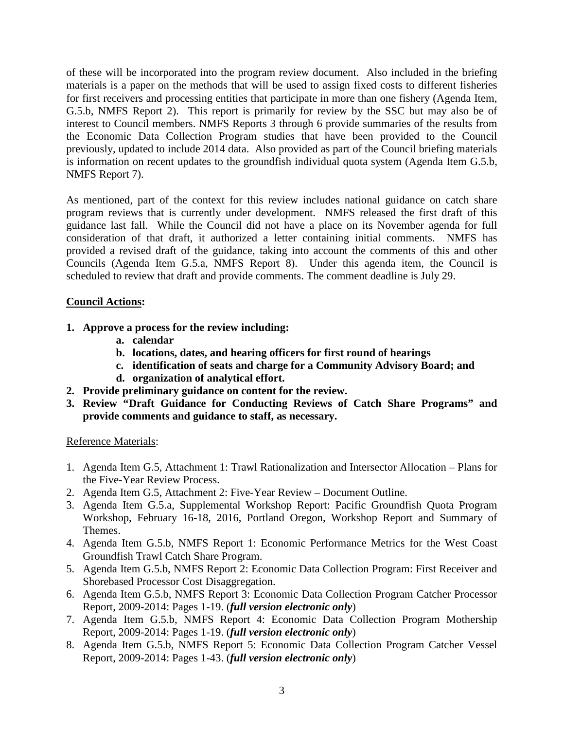of these will be incorporated into the program review document. Also included in the briefing materials is a paper on the methods that will be used to assign fixed costs to different fisheries for first receivers and processing entities that participate in more than one fishery (Agenda Item, G.5.b, NMFS Report 2). This report is primarily for review by the SSC but may also be of interest to Council members. NMFS Reports 3 through 6 provide summaries of the results from the Economic Data Collection Program studies that have been provided to the Council previously, updated to include 2014 data. Also provided as part of the Council briefing materials is information on recent updates to the groundfish individual quota system (Agenda Item G.5.b, NMFS Report 7).

As mentioned, part of the context for this review includes national guidance on catch share program reviews that is currently under development. NMFS released the first draft of this guidance last fall. While the Council did not have a place on its November agenda for full consideration of that draft, it authorized a letter containing initial comments. NMFS has provided a revised draft of the guidance, taking into account the comments of this and other Councils (Agenda Item G.5.a, NMFS Report 8). Under this agenda item, the Council is scheduled to review that draft and provide comments. The comment deadline is July 29.

**Council Actions:**

1. **Approve a process for the review including:**
    a. **calendar**
    b. **locations, dates, and hearing officers for first round of hearings**
    c. **identification of seats and charge for a Community Advisory Board; and**
    d. **organization of analytical effort.**
2. **Provide preliminary guidance on content for the review.**
3. **Review "Draft Guidance for Conducting Reviews of Catch Share Programs" and provide comments and guidance to staff, as necessary.**

Reference Materials:

1. Agenda Item G.5, Attachment 1: Trawl Rationalization and Intersector Allocation – Plans for the Five-Year Review Process.
2. Agenda Item G.5, Attachment 2: Five-Year Review – Document Outline.
3. Agenda Item G.5.a, Supplemental Workshop Report: Pacific Groundfish Quota Program Workshop, February 16-18, 2016, Portland Oregon, Workshop Report and Summary of Themes.
4. Agenda Item G.5.b, NMFS Report 1: Economic Performance Metrics for the West Coast Groundfish Trawl Catch Share Program.
5. Agenda Item G.5.b, NMFS Report 2: Economic Data Collection Program: First Receiver and Shorebased Processor Cost Disaggregation.
6. Agenda Item G.5.b, NMFS Report 3: Economic Data Collection Program Catcher Processor Report, 2009-2014: Pages 1-19. (***full version electronic only***)
7. Agenda Item G.5.b, NMFS Report 4: Economic Data Collection Program Mothership Report, 2009-2014: Pages 1-19. (***full version electronic only***)
8. Agenda Item G.5.b, NMFS Report 5: Economic Data Collection Program Catcher Vessel Report, 2009-2014: Pages 1-43. (***full version electronic only***)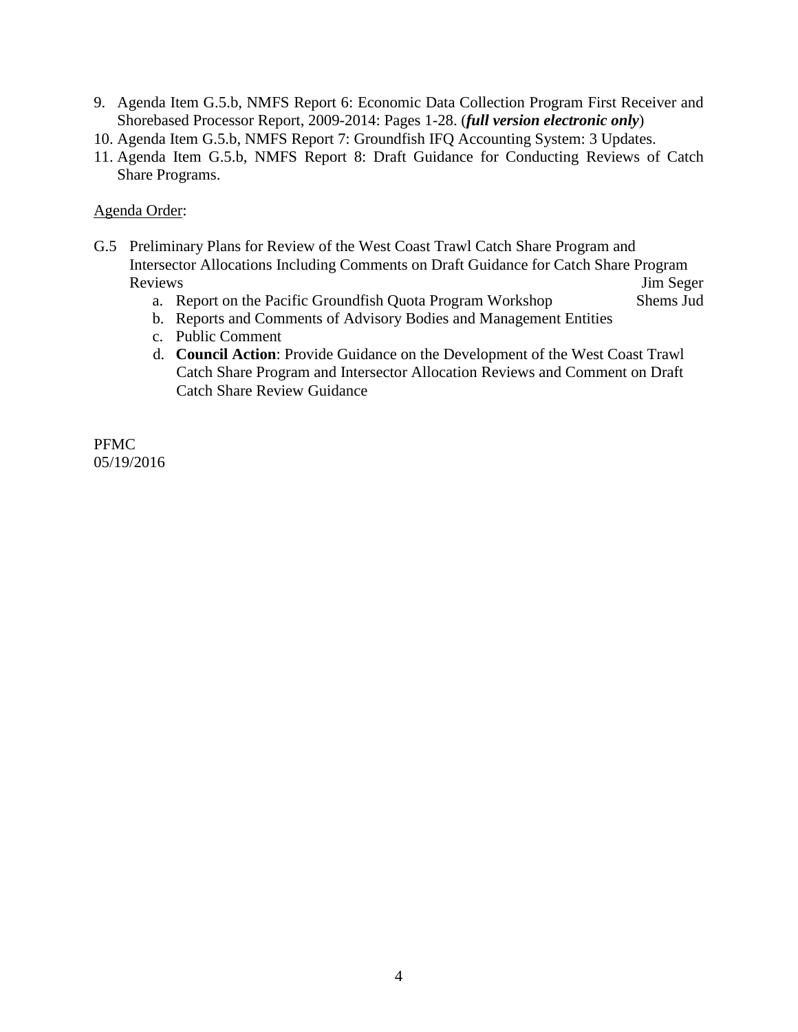9. Agenda Item G.5.b, NMFS Report 6: Economic Data Collection Program First Receiver and Shorebased Processor Report, 2009-2014: Pages 1-28. (***full version electronic only***)
10. Agenda Item G.5.b, NMFS Report 7: Groundfish IFQ Accounting System: 3 Updates.
11. Agenda Item G.5.b, NMFS Report 8: Draft Guidance for Conducting Reviews of Catch Share Programs.

Agenda Order:

G.5 Preliminary Plans for Review of the West Coast Trawl Catch Share Program and Intersector Allocations Including Comments on Draft Guidance for Catch Share Program Reviews — Jim Seger

   a. Report on the Pacific Groundfish Quota Program Workshop — Shems Jud
   b. Reports and Comments of Advisory Bodies and Management Entities
   c. Public Comment
   d. **Council Action**: Provide Guidance on the Development of the West Coast Trawl Catch Share Program and Intersector Allocation Reviews and Comment on Draft Catch Share Review Guidance

PFMC
05/19/2016